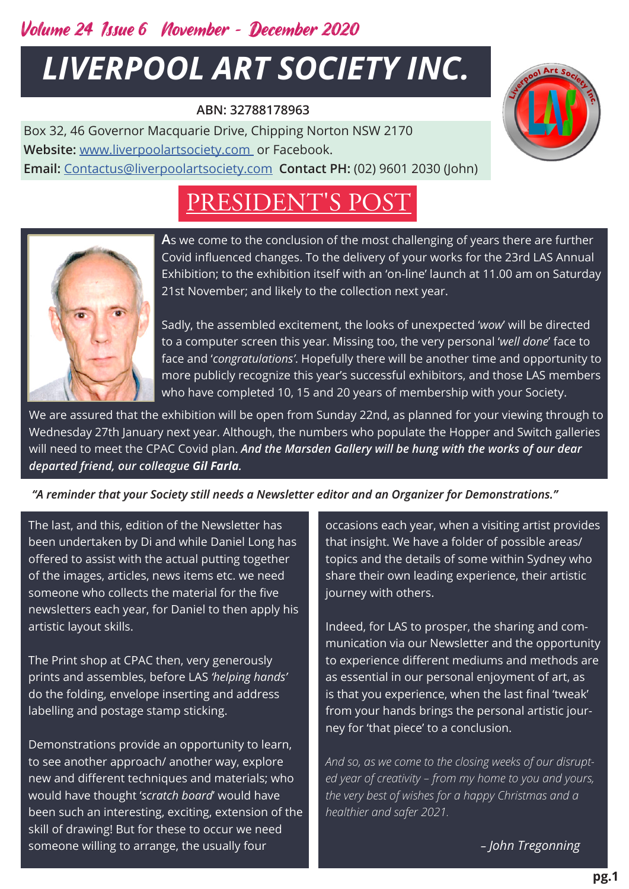Volume 24 Issue 6 November - December 2020

# LIVERPOOL ART SOCIETY INC.

**ABN: 32788178963**

Box 32, 46 Governor Macquarie Drive, Chipping Norton NSW 2170
**Website:** www.liverpoolartsociety.com or Facebook.
**Email:** Contactus@liverpoolartsociety.com **Contact PH:** (02) 9601 2030 (John)

## PRESIDENT'S POST

As we come to the conclusion of the most challenging of years there are further Covid influenced changes. To the delivery of your works for the 23rd LAS Annual Exhibition; to the exhibition itself with an 'on-line' launch at 11.00 am on Saturday 21st November; and likely to the collection next year.

Sadly, the assembled excitement, the looks of unexpected '*wow*' will be directed to a computer screen this year. Missing too, the very personal '*well done*' face to face and '*congratulations*'. Hopefully there will be another time and opportunity to more publicly recognize this year's successful exhibitors, and those LAS members who have completed 10, 15 and 20 years of membership with your Society.

We are assured that the exhibition will be open from Sunday 22nd, as planned for your viewing through to Wednesday 27th January next year. Although, the numbers who populate the Hopper and Switch galleries will need to meet the CPAC Covid plan. ***And the Marsden Gallery will be hung with the works of our dear departed friend, our colleague Gil Farla.***

***"A reminder that your Society still needs a Newsletter editor and an Organizer for Demonstrations."***

The last, and this, edition of the Newsletter has been undertaken by Di and while Daniel Long has offered to assist with the actual putting together of the images, articles, news items etc. we need someone who collects the material for the five newsletters each year, for Daniel to then apply his artistic layout skills.

The Print shop at CPAC then, very generously prints and assembles, before LAS '*helping hands*' do the folding, envelope inserting and address labelling and postage stamp sticking.

Demonstrations provide an opportunity to learn, to see another approach/ another way, explore new and different techniques and materials; who would have thought '*scratch board*' would have been such an interesting, exciting, extension of the skill of drawing! But for these to occur we need someone willing to arrange, the usually four occasions each year, when a visiting artist provides that insight. We have a folder of possible areas/ topics and the details of some within Sydney who share their own leading experience, their artistic journey with others.

Indeed, for LAS to prosper, the sharing and communication via our Newsletter and the opportunity to experience different mediums and methods are as essential in our personal enjoyment of art, as is that you experience, when the last final 'tweak' from your hands brings the personal artistic journey for 'that piece' to a conclusion.

*And so, as we come to the closing weeks of our disrupted year of creativity – from my home to you and yours, the very best of wishes for a happy Christmas and a healthier and safer 2021.*

*– John Tregonning*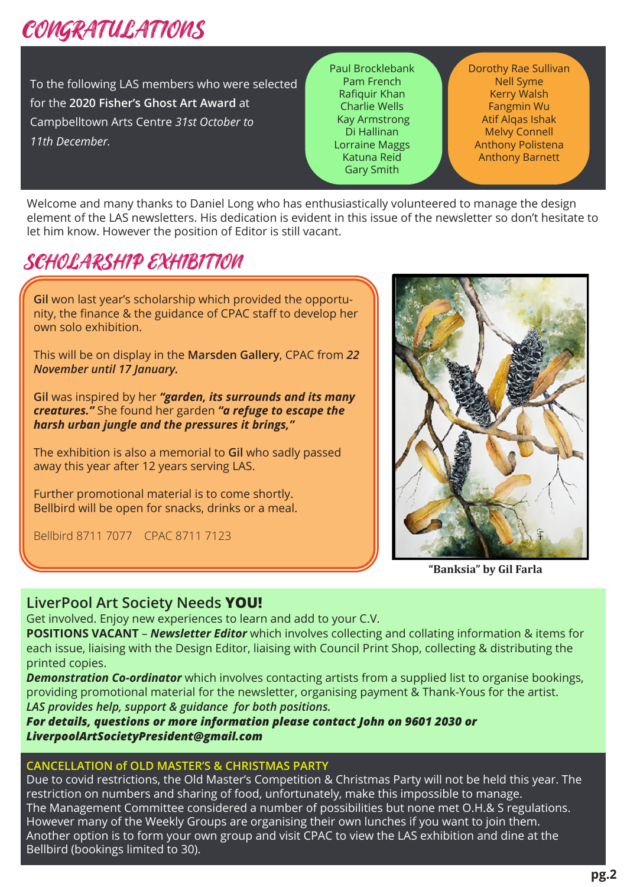# CONGRATULATIONS

To the following LAS members who were selected for the **2020 Fisher's Ghost Art Award** at Campbelltown Arts Centre *31st October to 11th December.*

Paul Brocklebank
Pam French
Rafiquir Khan
Charlie Wells
Kay Armstrong
Di Hallinan
Lorraine Maggs
Katuna Reid
Gary Smith

Dorothy Rae Sullivan
Nell Syme
Kerry Walsh
Fangmin Wu
Atif Alqas Ishak
Melvy Connell
Anthony Polistena
Anthony Barnett

Welcome and many thanks to Daniel Long who has enthusiastically volunteered to manage the design element of the LAS newsletters. His dedication is evident in this issue of the newsletter so don't hesitate to let him know. However the position of Editor is still vacant.

# SCHOLARSHIP EXHIBITION

**Gil** won last year's scholarship which provided the opportunity, the finance & the guidance of CPAC staff to develop her own solo exhibition.

This will be on display in the **Marsden Gallery**, CPAC from ***22 November until 17 January.***

**Gil** was inspired by her ***"garden, its surrounds and its many creatures."*** She found her garden ***"a refuge to escape the harsh urban jungle and the pressures it brings,"***

The exhibition is also a memorial to **Gil** who sadly passed away this year after 12 years serving LAS.

Further promotional material is to come shortly.
Bellbird will be open for snacks, drinks or a meal.

Bellbird 8711 7077 CPAC 8711 7123

**"Banksia" by Gil Farla**

## LiverPool Art Society Needs **YOU!**

Get involved. Enjoy new experiences to learn and add to your C.V.

**POSITIONS VACANT** – ***Newsletter Editor*** which involves collecting and collating information & items for each issue, liaising with the Design Editor, liaising with Council Print Shop, collecting & distributing the printed copies.

***Demonstration Co-ordinator*** which involves contacting artists from a supplied list to organise bookings, providing promotional material for the newsletter, organising payment & Thank-Yous for the artist.

*LAS provides help, support & guidance for both positions.*

***For details, questions or more information please contact John on 9601 2030 or LiverpoolArtSocietyPresident@gmail.com***

## CANCELLATION of OLD MASTER'S & CHRISTMAS PARTY

Due to covid restrictions, the Old Master's Competition & Christmas Party will not be held this year. The restriction on numbers and sharing of food, unfortunately, make this impossible to manage.
The Management Committee considered a number of possibilities but none met O.H.& S regulations.
However many of the Weekly Groups are organising their own lunches if you want to join them.
Another option is to form your own group and visit CPAC to view the LAS exhibition and dine at the Bellbird (bookings limited to 30).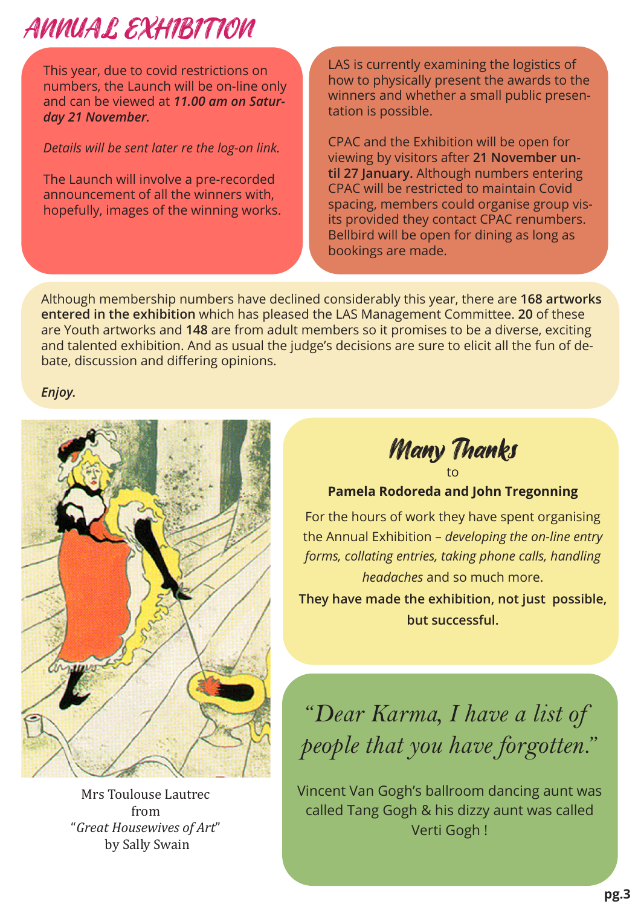# ANNUAL EXHIBITION

This year, due to covid restrictions on numbers, the Launch will be on-line only and can be viewed at ***11.00 am on Saturday 21 November.***

*Details will be sent later re the log-on link.*

The Launch will involve a pre-recorded announcement of all the winners with, hopefully, images of the winning works.

LAS is currently examining the logistics of how to physically present the awards to the winners and whether a small public presentation is possible.

CPAC and the Exhibition will be open for viewing by visitors after **21 November until 27 January.** Although numbers entering CPAC will be restricted to maintain Covid spacing, members could organise group visits provided they contact CPAC renumbers. Bellbird will be open for dining as long as bookings are made.

Although membership numbers have declined considerably this year, there are **168 artworks entered in the exhibition** which has pleased the LAS Management Committee. **20** of these are Youth artworks and **148** are from adult members so it promises to be a diverse, exciting and talented exhibition. And as usual the judge's decisions are sure to elicit all the fun of debate, discussion and differing opinions.

***Enjoy.***

Mrs Toulouse Lautrec
from
"*Great Housewives of Art*"
by Sally Swain

## Many Thanks

to

**Pamela Rodoreda and John Tregonning**

For the hours of work they have spent organising the Annual Exhibition – *developing the on-line entry forms, collating entries, taking phone calls, handling headaches* and so much more.

**They have made the exhibition, not just possible, but successful.**

*"Dear Karma, I have a list of people that you have forgotten."*

Vincent Van Gogh's ballroom dancing aunt was called Tang Gogh & his dizzy aunt was called Verti Gogh !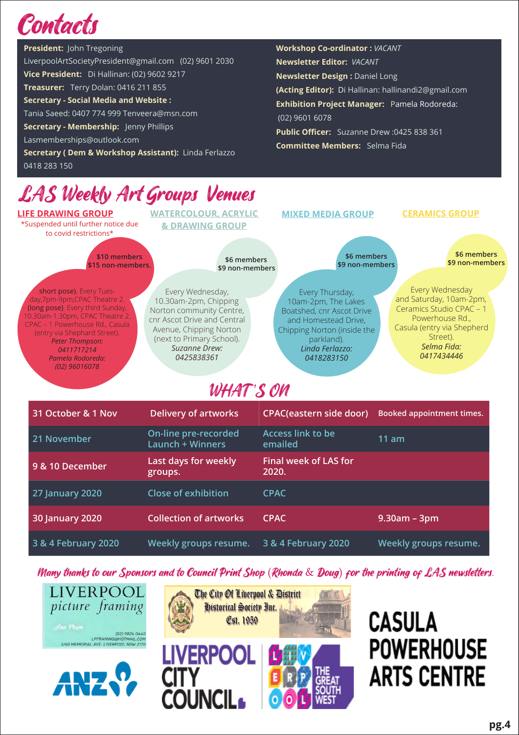# Contacts

**President:** John Tregoning
LiverpoolArtSocietyPresident@gmail.com (02) 9601 2030
**Vice President:** Di Hallinan: (02) 9602 9217
**Treasurer:** Terry Dolan: 0416 211 855
**Secretary - Social Media and Website :**
Tania Saeed: 0407 774 999 Tenveera@msn.com
**Secretary - Membership:** Jenny Phillips
Lasmemberships@outlook.com
**Secretary ( Dem & Workshop Assistant):** Linda Ferlazzo
0418 283 150

**Workshop Co-ordinator :** *VACANT*
**Newsletter Editor:** *VACANT*
**Newsletter Design :** Daniel Long
**(Acting Editor):** Di Hallinan: hallinandi2@gmail.com
**Exhibition Project Manager:** Pamela Rodoreda:
(02) 9601 6078
**Public Officer:** Suzanne Drew :0425 838 361
**Committee Members:** Selma Fida

# LAS Weekly Art Groups Venues

## LIFE DRAWING GROUP

*Suspended until further notice due to covid restrictions*

$10 members
$15 non-members.

short pose). Every Tuesday, 7pm-9pm, CPAC Theatre 2.
(long pose). Every third Sunday, 10.30am-1.30pm, CPAC Theatre 2. CPAC – 1 Powerhouse Rd., Casula (entry via Shephard Street).
*Peter Thompson: 0411717214*
*Pamela Rodoreda: (02) 96016078*

## WATERCOLOUR, ACRYLIC & DRAWING GROUP

$6 members
$9 non-members

Every Wednesday, 10.30am-2pm, Chipping Norton community Centre, cnr Ascot Drive and Central Avenue, Chipping Norton (next to Primary School).
*Suzanne Drew: 0425838361*

## MIXED MEDIA GROUP

$6 members
$9 non-members

Every Thursday, 10am-2pm, The Lakes Boatshed, cnr Ascot Drive and Homestead Drive, Chipping Norton (inside the parkland).
*Linda Ferlazzo: 0418283150*

## CERAMICS GROUP

$6 members
$9 non-members

Every Wednesday and Saturday, 10am-2pm, Ceramics Studio CPAC – 1 Powerhouse Rd., Casula (entry via Shepherd Street).
*Selma Fida: 0417434446*

# WHAT'S ON

| | | | |
|---|---|---|---|
| 31 October & 1 Nov | Delivery of artworks | CPAC(eastern side door) | Booked appointment times. |
| 21 November | On-line pre-recorded Launch + Winners | Access link to be emailed | 11 am |
| 9 & 10 December | Last days for weekly groups. | Final week of LAS for 2020. | |
| 27 January 2020 | Close of exhibition | CPAC | |
| 30 January 2020 | Collection of artworks | CPAC | 9.30am – 3pm |
| 3 & 4 February 2020 | Weekly groups resume. | 3 & 4 February 2020 | Weekly groups resume. |

*Many thanks to our Sponsors and to Council Print Shop (Rhonda & Doug) for the printing of LAS newsletters.*

LIVERPOOL picture framing
Ann Pham
(02) 9824 0440
LPFRAMING@HOTMAIL.COM
3/60 MEMORIAL AVE. LIVERPOOL NSW 2170

The City Of Liverpool & District Historical Society Inc.
Est. 1959

CASULA POWERHOUSE ARTS CENTRE

ANZ

LIVERPOOL CITY COUNCIL

LIVERPOOL THE GREAT SOUTH WEST